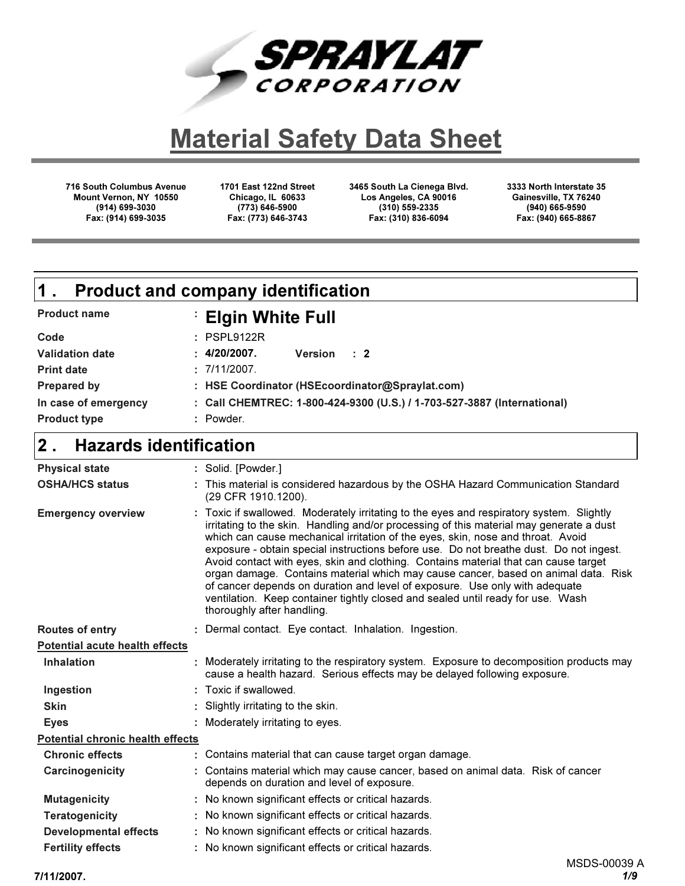**SPRAYLAT CORPORATION**

# Material Safety Data Sheet

| 716 South Columbus Avenue<br>Mount Vernon, NY 10550<br>(914) 699-3030<br>Fax: (914) 699-3035 | 1701 East 122nd Street<br>Chicago, IL 60633<br>(773) 646-5900<br>Fax: (773) 646-3743 | 3465 South La Cienega Blvd.<br>Los Angeles, CA 90016<br>(310) 559-2335<br>Fax: (310) 836-6094 | 3333 North Interstate 35<br>Gainesville, TX 76240<br>(940) 665-9590<br>Fax: (940) 665-8867 |
|---|---|---|---|

## 1 . Product and company identification

| | |
|---|---|
| **Product name** | : **Elgin White Full** |
| **Code** | : PSPL9122R |
| **Validation date** | : **4/20/2007.** **Version : 2** |
| **Print date** | : 7/11/2007. |
| **Prepared by** | : **HSE Coordinator (HSEcoordinator@Spraylat.com)** |
| **In case of emergency** | : **Call CHEMTREC: 1-800-424-9300 (U.S.) / 1-703-527-3887 (International)** |
| **Product type** | : Powder. |

## 2 . Hazards identification

| | |
|---|---|
| **Physical state** | : Solid. [Powder.] |
| **OSHA/HCS status** | : This material is considered hazardous by the OSHA Hazard Communication Standard (29 CFR 1910.1200). |
| **Emergency overview** | : Toxic if swallowed. Moderately irritating to the eyes and respiratory system. Slightly irritating to the skin. Handling and/or processing of this material may generate a dust which can cause mechanical irritation of the eyes, skin, nose and throat. Avoid exposure - obtain special instructions before use. Do not breathe dust. Do not ingest. Avoid contact with eyes, skin and clothing. Contains material that can cause target organ damage. Contains material which may cause cancer, based on animal data. Risk of cancer depends on duration and level of exposure. Use only with adequate ventilation. Keep container tightly closed and sealed until ready for use. Wash thoroughly after handling. |
| **Routes of entry** | : Dermal contact. Eye contact. Inhalation. Ingestion. |

**Potential acute health effects**

| | |
|---|---|
| **Inhalation** | : Moderately irritating to the respiratory system. Exposure to decomposition products may cause a health hazard. Serious effects may be delayed following exposure. |
| **Ingestion** | : Toxic if swallowed. |
| **Skin** | : Slightly irritating to the skin. |
| **Eyes** | : Moderately irritating to eyes. |

**Potential chronic health effects**

| | |
|---|---|
| **Chronic effects** | : Contains material that can cause target organ damage. |
| **Carcinogenicity** | : Contains material which may cause cancer, based on animal data. Risk of cancer depends on duration and level of exposure. |
| **Mutagenicity** | : No known significant effects or critical hazards. |
| **Teratogenicity** | : No known significant effects or critical hazards. |
| **Developmental effects** | : No known significant effects or critical hazards. |
| **Fertility effects** | : No known significant effects or critical hazards. |

MSDS-00039 A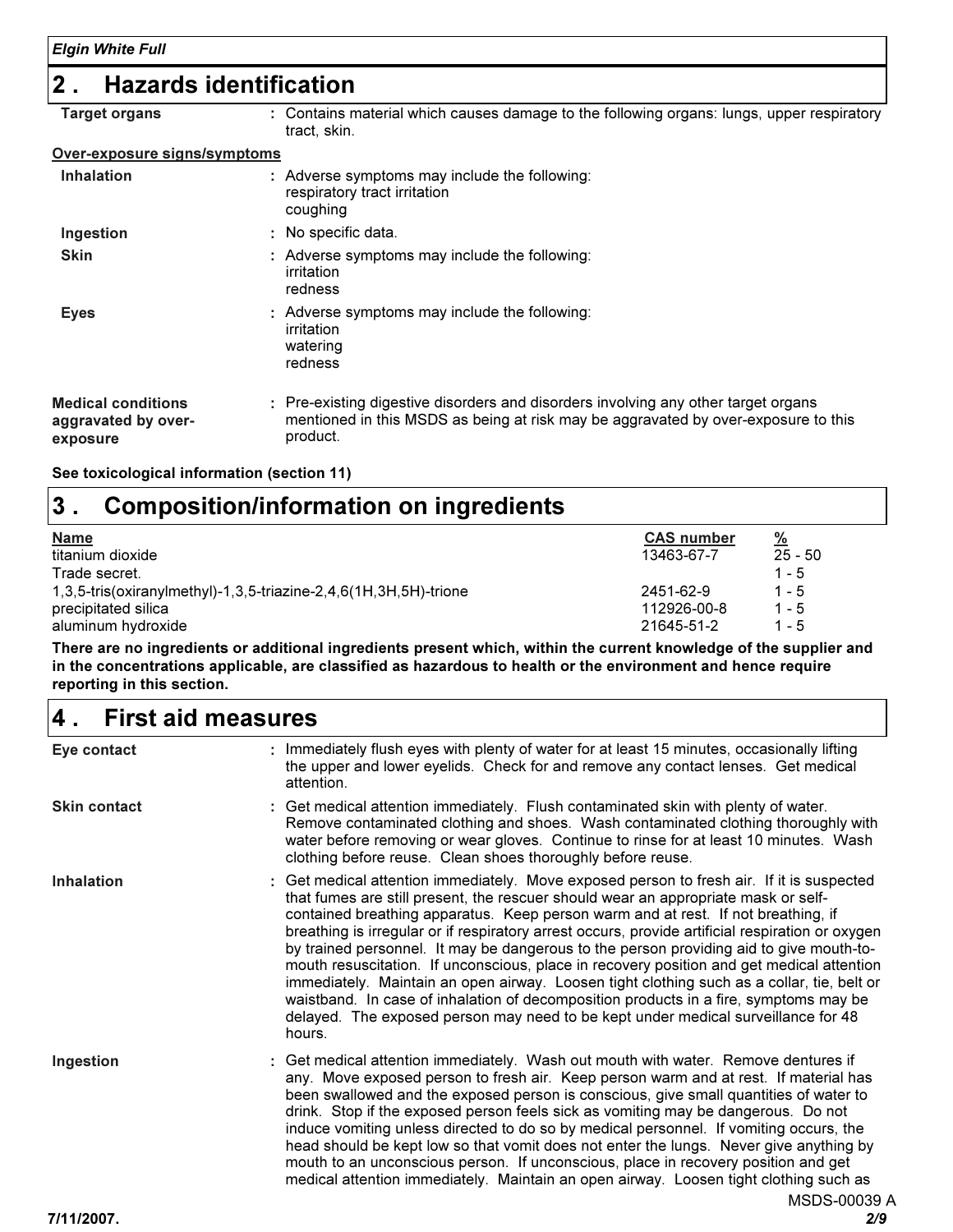## 2 . Hazards identification

**Target organs** : Contains material which causes damage to the following organs: lungs, upper respiratory tract, skin.

**Over-exposure signs/symptoms**

**Inhalation** : Adverse symptoms may include the following:
respiratory tract irritation
coughing

**Ingestion** : No specific data.

**Skin** : Adverse symptoms may include the following:
irritation
redness

**Eyes** : Adverse symptoms may include the following:
irritation
watering
redness

**Medical conditions aggravated by over-exposure** : Pre-existing digestive disorders and disorders involving any other target organs mentioned in this MSDS as being at risk may be aggravated by over-exposure to this product.

**See toxicological information (section 11)**

## 3 . Composition/information on ingredients

| Name | CAS number | % |
|---|---|---|
| titanium dioxide | 13463-67-7 | 25 - 50 |
| Trade secret. | | 1 - 5 |
| 1,3,5-tris(oxiranylmethyl)-1,3,5-triazine-2,4,6(1H,3H,5H)-trione | 2451-62-9 | 1 - 5 |
| precipitated silica | 112926-00-8 | 1 - 5 |
| aluminum hydroxide | 21645-51-2 | 1 - 5 |

**There are no ingredients or additional ingredients present which, within the current knowledge of the supplier and in the concentrations applicable, are classified as hazardous to health or the environment and hence require reporting in this section.**

## 4 . First aid measures

**Eye contact** : Immediately flush eyes with plenty of water for at least 15 minutes, occasionally lifting the upper and lower eyelids. Check for and remove any contact lenses. Get medical attention.

**Skin contact** : Get medical attention immediately. Flush contaminated skin with plenty of water. Remove contaminated clothing and shoes. Wash contaminated clothing thoroughly with water before removing or wear gloves. Continue to rinse for at least 10 minutes. Wash clothing before reuse. Clean shoes thoroughly before reuse.

**Inhalation** : Get medical attention immediately. Move exposed person to fresh air. If it is suspected that fumes are still present, the rescuer should wear an appropriate mask or self-contained breathing apparatus. Keep person warm and at rest. If not breathing, if breathing is irregular or if respiratory arrest occurs, provide artificial respiration or oxygen by trained personnel. It may be dangerous to the person providing aid to give mouth-to-mouth resuscitation. If unconscious, place in recovery position and get medical attention immediately. Maintain an open airway. Loosen tight clothing such as a collar, tie, belt or waistband. In case of inhalation of decomposition products in a fire, symptoms may be delayed. The exposed person may need to be kept under medical surveillance for 48 hours.

**Ingestion** : Get medical attention immediately. Wash out mouth with water. Remove dentures if any. Move exposed person to fresh air. Keep person warm and at rest. If material has been swallowed and the exposed person is conscious, give small quantities of water to drink. Stop if the exposed person feels sick as vomiting may be dangerous. Do not induce vomiting unless directed to do so by medical personnel. If vomiting occurs, the head should be kept low so that vomit does not enter the lungs. Never give anything by mouth to an unconscious person. If unconscious, place in recovery position and get medical attention immediately. Maintain an open airway. Loosen tight clothing such as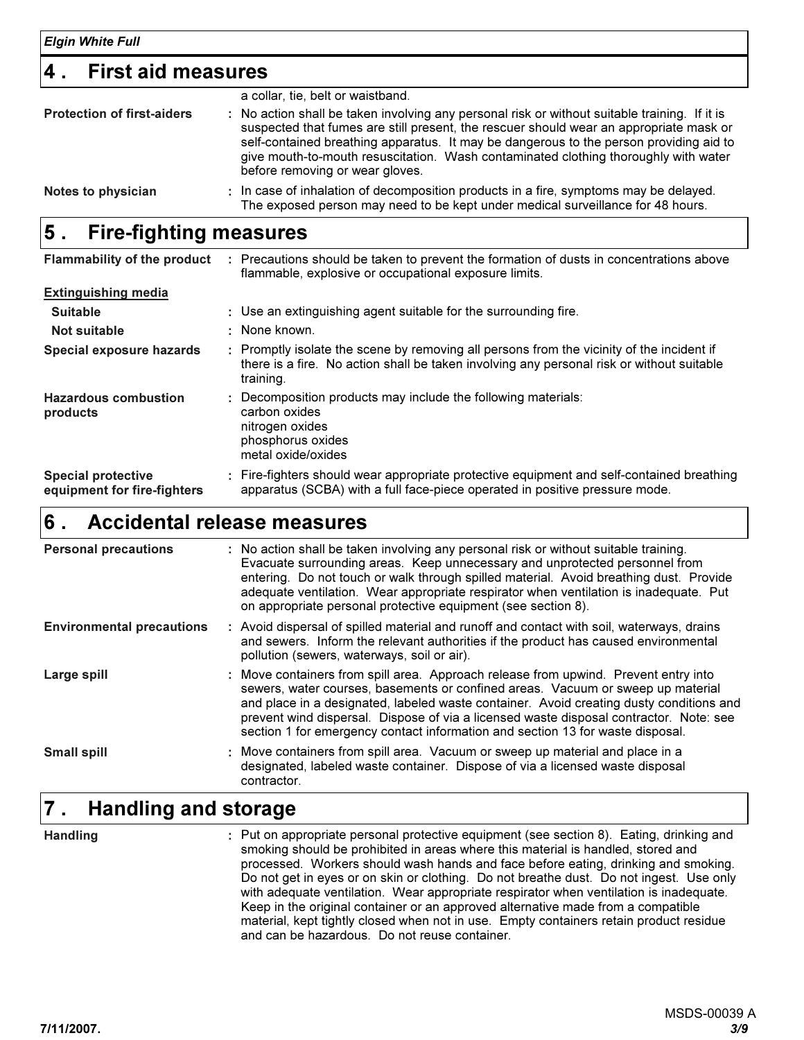## 4 . First aid measures

a collar, tie, belt or waistband.

**Protection of first-aiders** : No action shall be taken involving any personal risk or without suitable training. If it is suspected that fumes are still present, the rescuer should wear an appropriate mask or self-contained breathing apparatus. It may be dangerous to the person providing aid to give mouth-to-mouth resuscitation. Wash contaminated clothing thoroughly with water before removing or wear gloves.

**Notes to physician** : In case of inhalation of decomposition products in a fire, symptoms may be delayed. The exposed person may need to be kept under medical surveillance for 48 hours.

## 5 . Fire-fighting measures

**Flammability of the product** : Precautions should be taken to prevent the formation of dusts in concentrations above flammable, explosive or occupational exposure limits.

**Extinguishing media**

**Suitable** : Use an extinguishing agent suitable for the surrounding fire.

**Not suitable** : None known.

**Special exposure hazards** : Promptly isolate the scene by removing all persons from the vicinity of the incident if there is a fire. No action shall be taken involving any personal risk or without suitable training.

**Hazardous combustion products** : Decomposition products may include the following materials:
carbon oxides
nitrogen oxides
phosphorus oxides
metal oxide/oxides

**Special protective equipment for fire-fighters** : Fire-fighters should wear appropriate protective equipment and self-contained breathing apparatus (SCBA) with a full face-piece operated in positive pressure mode.

## 6 . Accidental release measures

**Personal precautions** : No action shall be taken involving any personal risk or without suitable training. Evacuate surrounding areas. Keep unnecessary and unprotected personnel from entering. Do not touch or walk through spilled material. Avoid breathing dust. Provide adequate ventilation. Wear appropriate respirator when ventilation is inadequate. Put on appropriate personal protective equipment (see section 8).

**Environmental precautions** : Avoid dispersal of spilled material and runoff and contact with soil, waterways, drains and sewers. Inform the relevant authorities if the product has caused environmental pollution (sewers, waterways, soil or air).

**Large spill** : Move containers from spill area. Approach release from upwind. Prevent entry into sewers, water courses, basements or confined areas. Vacuum or sweep up material and place in a designated, labeled waste container. Avoid creating dusty conditions and prevent wind dispersal. Dispose of via a licensed waste disposal contractor. Note: see section 1 for emergency contact information and section 13 for waste disposal.

**Small spill** : Move containers from spill area. Vacuum or sweep up material and place in a designated, labeled waste container. Dispose of via a licensed waste disposal contractor.

## 7 . Handling and storage

**Handling** : Put on appropriate personal protective equipment (see section 8). Eating, drinking and smoking should be prohibited in areas where this material is handled, stored and processed. Workers should wash hands and face before eating, drinking and smoking. Do not get in eyes or on skin or clothing. Do not breathe dust. Do not ingest. Use only with adequate ventilation. Wear appropriate respirator when ventilation is inadequate. Keep in the original container or an approved alternative made from a compatible material, kept tightly closed when not in use. Empty containers retain product residue and can be hazardous. Do not reuse container.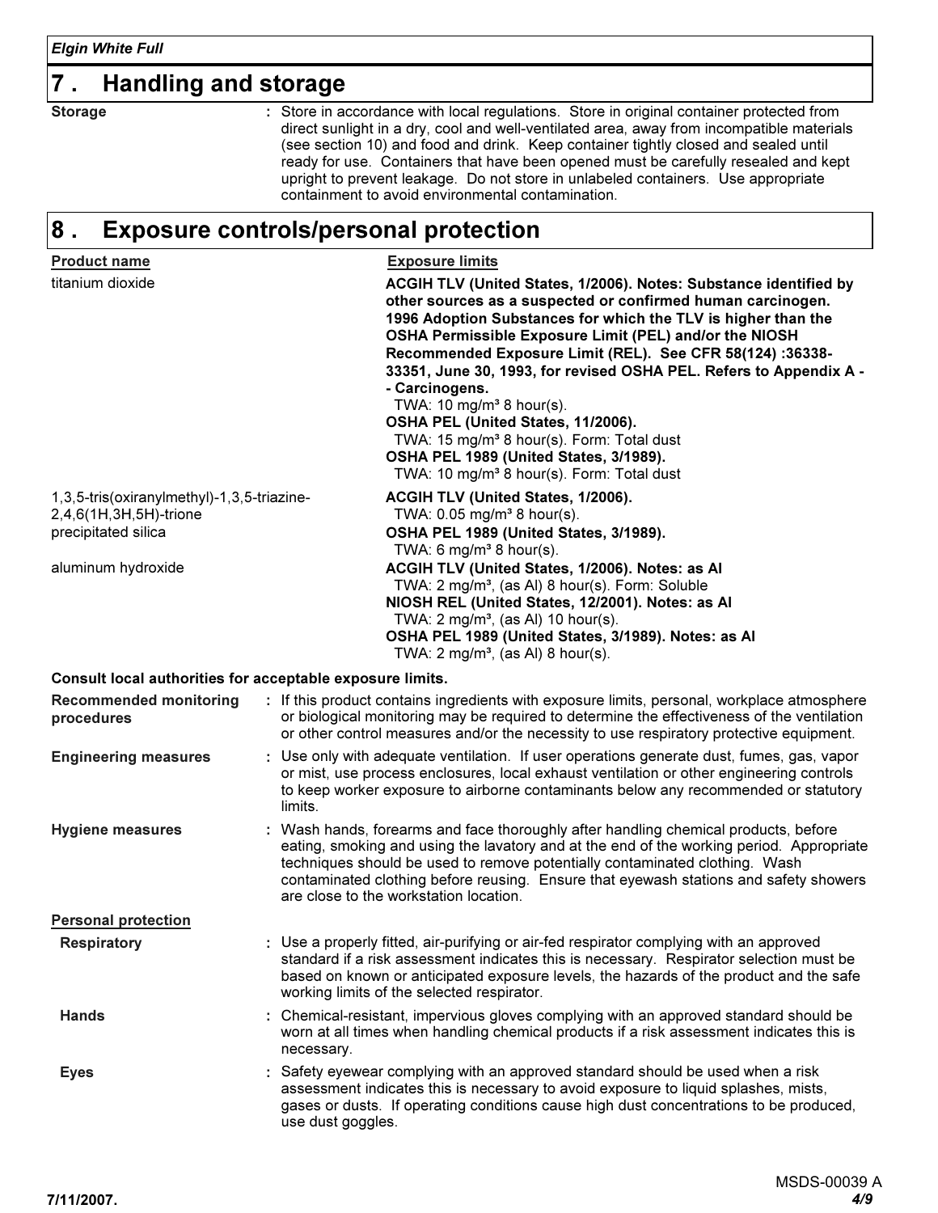## 7 . Handling and storage

**Storage** : Store in accordance with local regulations. Store in original container protected from direct sunlight in a dry, cool and well-ventilated area, away from incompatible materials (see section 10) and food and drink. Keep container tightly closed and sealed until ready for use. Containers that have been opened must be carefully resealed and kept upright to prevent leakage. Do not store in unlabeled containers. Use appropriate containment to avoid environmental contamination.

## 8 . Exposure controls/personal protection

| Product name | Exposure limits |
|---|---|
| titanium dioxide | **ACGIH TLV (United States, 1/2006). Notes: Substance identified by other sources as a suspected or confirmed human carcinogen. 1996 Adoption Substances for which the TLV is higher than the OSHA Permissible Exposure Limit (PEL) and/or the NIOSH Recommended Exposure Limit (REL). See CFR 58(124) :36338-33351, June 30, 1993, for revised OSHA PEL. Refers to Appendix A -- Carcinogens.**<br>TWA: 10 mg/m³ 8 hour(s).<br>**OSHA PEL (United States, 11/2006).**<br>TWA: 15 mg/m³ 8 hour(s). Form: Total dust<br>**OSHA PEL 1989 (United States, 3/1989).**<br>TWA: 10 mg/m³ 8 hour(s). Form: Total dust |
| 1,3,5-tris(oxiranylmethyl)-1,3,5-triazine-2,4,6(1H,3H,5H)-trione | **ACGIH TLV (United States, 1/2006).**<br>TWA: 0.05 mg/m³ 8 hour(s). |
| precipitated silica | **OSHA PEL 1989 (United States, 3/1989).**<br>TWA: 6 mg/m³ 8 hour(s). |
| aluminum hydroxide | **ACGIH TLV (United States, 1/2006). Notes: as Al**<br>TWA: 2 mg/m³, (as Al) 8 hour(s). Form: Soluble<br>**NIOSH REL (United States, 12/2001). Notes: as Al**<br>TWA: 2 mg/m³, (as Al) 10 hour(s).<br>**OSHA PEL 1989 (United States, 3/1989). Notes: as Al**<br>TWA: 2 mg/m³, (as Al) 8 hour(s). |

**Consult local authorities for acceptable exposure limits.**

**Recommended monitoring procedures** : If this product contains ingredients with exposure limits, personal, workplace atmosphere or biological monitoring may be required to determine the effectiveness of the ventilation or other control measures and/or the necessity to use respiratory protective equipment.

**Engineering measures** : Use only with adequate ventilation. If user operations generate dust, fumes, gas, vapor or mist, use process enclosures, local exhaust ventilation or other engineering controls to keep worker exposure to airborne contaminants below any recommended or statutory limits.

**Hygiene measures** : Wash hands, forearms and face thoroughly after handling chemical products, before eating, smoking and using the lavatory and at the end of the working period. Appropriate techniques should be used to remove potentially contaminated clothing. Wash contaminated clothing before reusing. Ensure that eyewash stations and safety showers are close to the workstation location.

**Personal protection**

**Respiratory** : Use a properly fitted, air-purifying or air-fed respirator complying with an approved standard if a risk assessment indicates this is necessary. Respirator selection must be based on known or anticipated exposure levels, the hazards of the product and the safe working limits of the selected respirator.

**Hands** : Chemical-resistant, impervious gloves complying with an approved standard should be worn at all times when handling chemical products if a risk assessment indicates this is necessary.

**Eyes** : Safety eyewear complying with an approved standard should be used when a risk assessment indicates this is necessary to avoid exposure to liquid splashes, mists, gases or dusts. If operating conditions cause high dust concentrations to be produced, use dust goggles.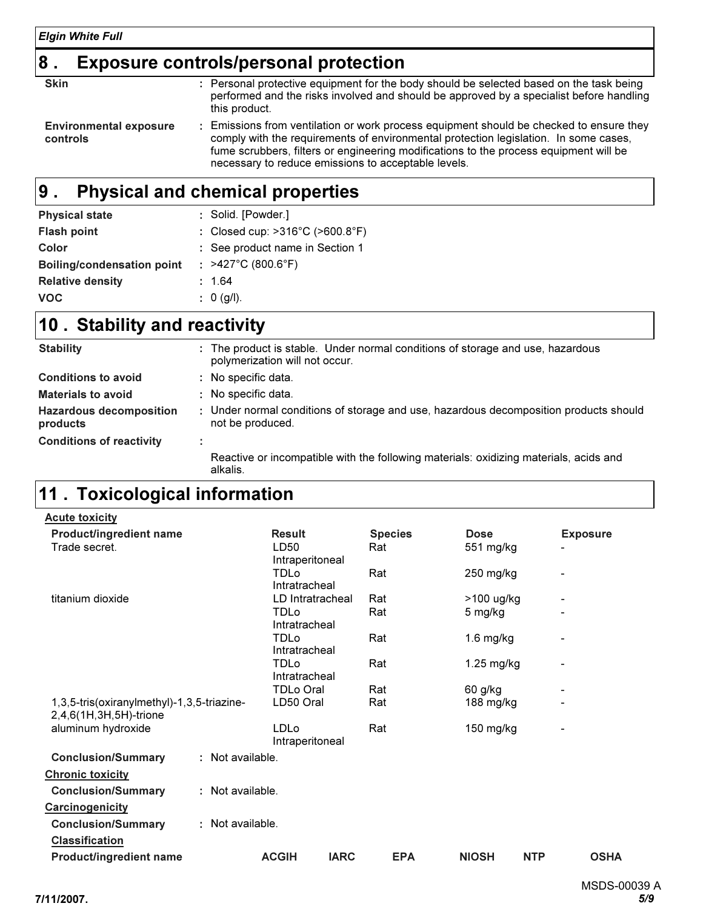## 8 . Exposure controls/personal protection

| | |
|---|---|
| **Skin** | : Personal protective equipment for the body should be selected based on the task being performed and the risks involved and should be approved by a specialist before handling this product. |
| **Environmental exposure controls** | : Emissions from ventilation or work process equipment should be checked to ensure they comply with the requirements of environmental protection legislation. In some cases, fume scrubbers, filters or engineering modifications to the process equipment will be necessary to reduce emissions to acceptable levels. |

## 9 . Physical and chemical properties

| | |
|---|---|
| **Physical state** | : Solid. [Powder.] |
| **Flash point** | : Closed cup: >316°C (>600.8°F) |
| **Color** | : See product name in Section 1 |
| **Boiling/condensation point** | : >427°C (800.6°F) |
| **Relative density** | : 1.64 |
| **VOC** | : 0 (g/l). |

## 10 . Stability and reactivity

| | |
|---|---|
| **Stability** | : The product is stable. Under normal conditions of storage and use, hazardous polymerization will not occur. |
| **Conditions to avoid** | : No specific data. |
| **Materials to avoid** | : No specific data. |
| **Hazardous decomposition products** | : Under normal conditions of storage and use, hazardous decomposition products should not be produced. |
| **Conditions of reactivity** | : Reactive or incompatible with the following materials: oxidizing materials, acids and alkalis. |

## 11 . Toxicological information

**Acute toxicity**

| Product/ingredient name | Result | Species | Dose | Exposure |
|---|---|---|---|---|
| Trade secret. | LD50 Intraperitoneal | Rat | 551 mg/kg | - |
| | TDLo Intratracheal | Rat | 250 mg/kg | - |
| titanium dioxide | LD Intratracheal | Rat | >100 ug/kg | - |
| | TDLo Intratracheal | Rat | 5 mg/kg | - |
| | TDLo Intratracheal | Rat | 1.6 mg/kg | - |
| | TDLo Intratracheal | Rat | 1.25 mg/kg | - |
| | TDLo Oral | Rat | 60 g/kg | - |
| 1,3,5-tris(oxiranylmethyl)-1,3,5-triazine-2,4,6(1H,3H,5H)-trione | LD50 Oral | Rat | 188 mg/kg | - |
| aluminum hydroxide | LDLo Intraperitoneal | Rat | 150 mg/kg | - |

**Conclusion/Summary** : Not available.

**Chronic toxicity**

**Conclusion/Summary** : Not available.

**Carcinogenicity**

**Conclusion/Summary** : Not available.

**Classification**

| Product/ingredient name | ACGIH | IARC | EPA | NIOSH | NTP | OSHA |
|---|---|---|---|---|---|---|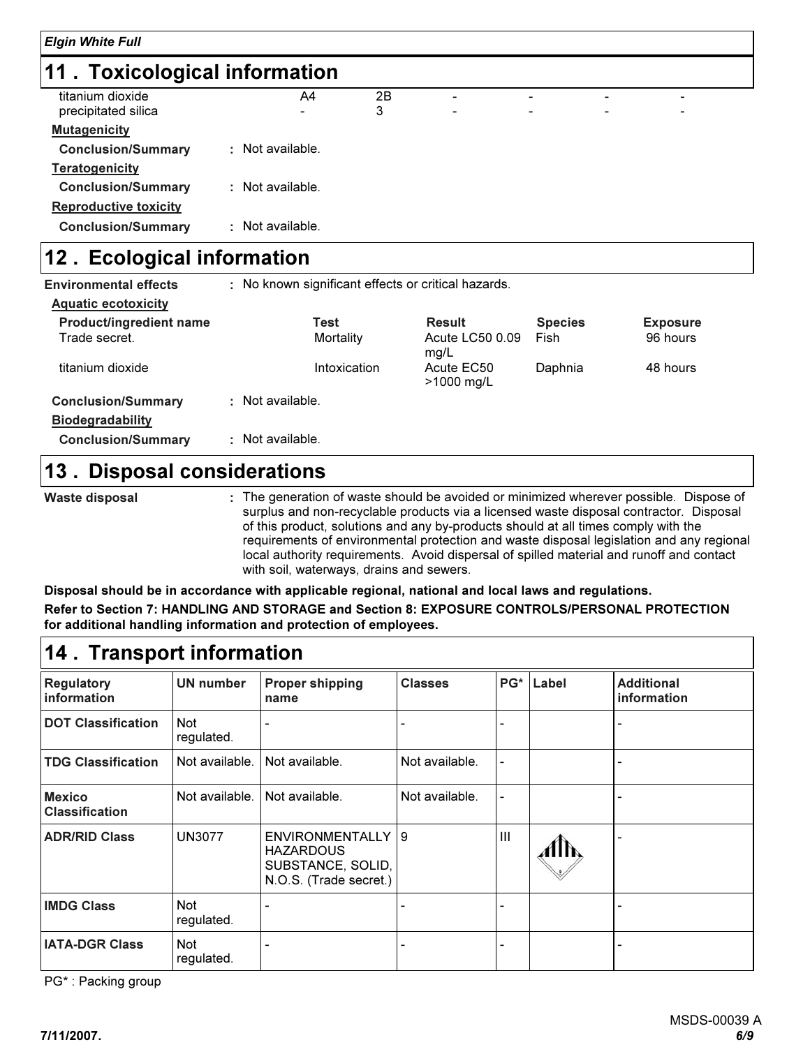## 11 . Toxicological information

| | | | | | | |
|---|---|---|---|---|---|---|
| titanium dioxide | A4 | 2B | - | - | - | - |
| precipitated silica | - | 3 | - | - | - | - |

**Mutagenicity**

**Conclusion/Summary** : Not available.

**Teratogenicity**

**Conclusion/Summary** : Not available.

**Reproductive toxicity**

**Conclusion/Summary** : Not available.

## 12 . Ecological information

**Environmental effects** : No known significant effects or critical hazards.

**Aquatic ecotoxicity**

| Product/ingredient name | Test | Result | Species | Exposure |
|---|---|---|---|---|
| Trade secret. | Mortality | Acute LC50 0.09 mg/L | Fish | 96 hours |
| titanium dioxide | Intoxication | Acute EC50 >1000 mg/L | Daphnia | 48 hours |

**Conclusion/Summary** : Not available.

**Biodegradability**

**Conclusion/Summary** : Not available.

## 13 . Disposal considerations

**Waste disposal** : The generation of waste should be avoided or minimized wherever possible. Dispose of surplus and non-recyclable products via a licensed waste disposal contractor. Disposal of this product, solutions and any by-products should at all times comply with the requirements of environmental protection and waste disposal legislation and any regional local authority requirements. Avoid dispersal of spilled material and runoff and contact with soil, waterways, drains and sewers.

**Disposal should be in accordance with applicable regional, national and local laws and regulations.**

**Refer to Section 7: HANDLING AND STORAGE and Section 8: EXPOSURE CONTROLS/PERSONAL PROTECTION for additional handling information and protection of employees.**

## 14 . Transport information

| Regulatory information | UN number | Proper shipping name | Classes | PG* | Label | Additional information |
|---|---|---|---|---|---|---|
| **DOT Classification** | Not regulated. | - | - | - | | - |
| **TDG Classification** | Not available. | Not available. | Not available. | - | | - |
| **Mexico Classification** | Not available. | Not available. | Not available. | - | | - |
| **ADR/RID Class** | UN3077 | ENVIRONMENTALLY HAZARDOUS SUBSTANCE, SOLID, N.O.S. (Trade secret.) | 9 | III | | - |
| **IMDG Class** | Not regulated. | - | - | - | | - |
| **IATA-DGR Class** | Not regulated. | - | - | - | | - |

PG* : Packing group

MSDS-00039 A

7/11/2007.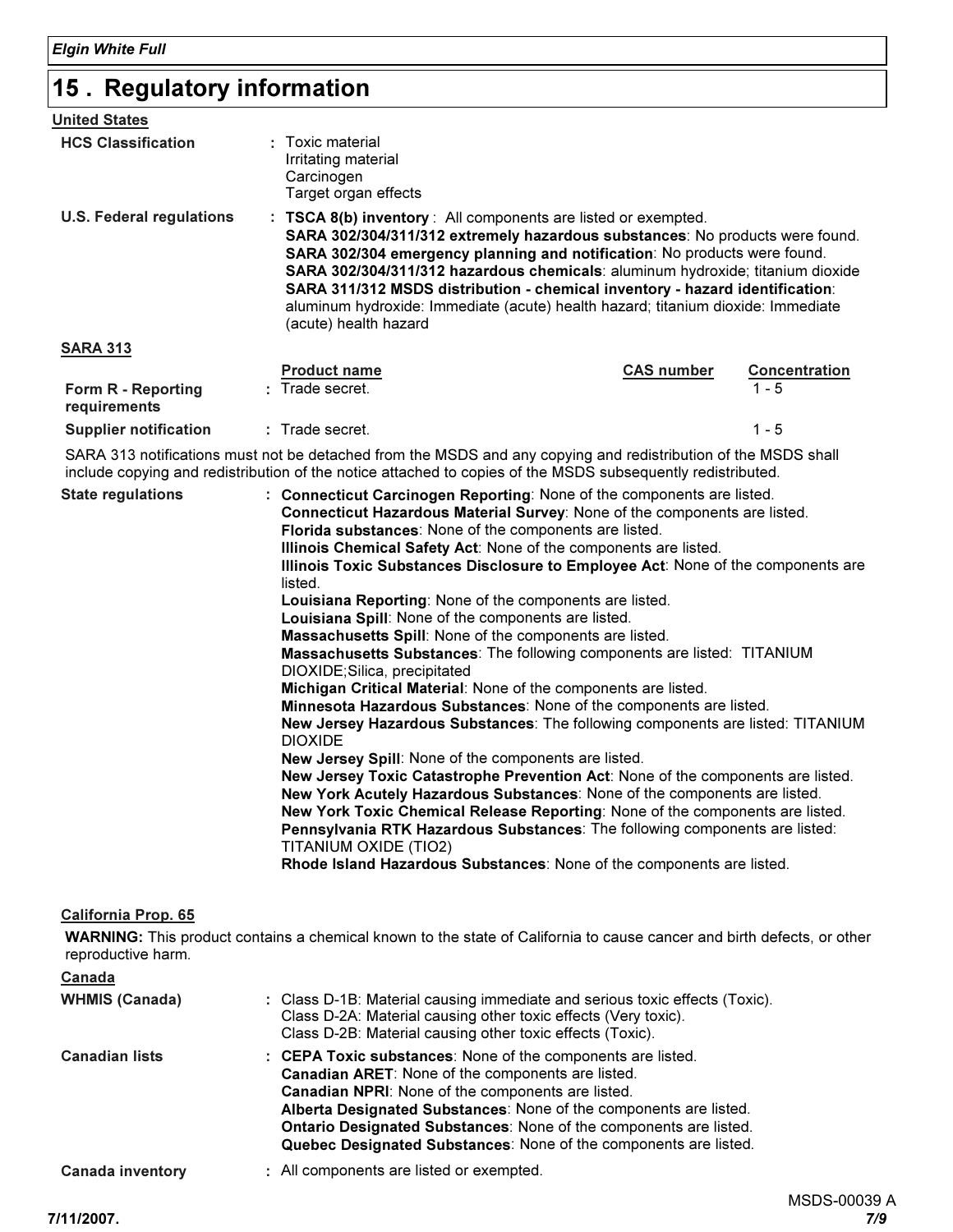## 15 . Regulatory information

**United States**

**HCS Classification** : Toxic material
Irritating material
Carcinogen
Target organ effects

**U.S. Federal regulations** : **TSCA 8(b) inventory** : All components are listed or exempted.
**SARA 302/304/311/312 extremely hazardous substances**: No products were found.
**SARA 302/304 emergency planning and notification**: No products were found.
**SARA 302/304/311/312 hazardous chemicals**: aluminum hydroxide; titanium dioxide
**SARA 311/312 MSDS distribution - chemical inventory - hazard identification**: aluminum hydroxide: Immediate (acute) health hazard; titanium dioxide: Immediate (acute) health hazard

**SARA 313**

| | Product name | CAS number | Concentration |
|---|---|---|---|
| **Form R - Reporting requirements** : | Trade secret. | | 1 - 5 |
| **Supplier notification** : | Trade secret. | | 1 - 5 |

SARA 313 notifications must not be detached from the MSDS and any copying and redistribution of the MSDS shall include copying and redistribution of the notice attached to copies of the MSDS subsequently redistributed.

**State regulations** : **Connecticut Carcinogen Reporting**: None of the components are listed.
**Connecticut Hazardous Material Survey**: None of the components are listed.
**Florida substances**: None of the components are listed.
**Illinois Chemical Safety Act**: None of the components are listed.
**Illinois Toxic Substances Disclosure to Employee Act**: None of the components are listed.
**Louisiana Reporting**: None of the components are listed.
**Louisiana Spill**: None of the components are listed.
**Massachusetts Spill**: None of the components are listed.
**Massachusetts Substances**: The following components are listed: TITANIUM DIOXIDE;Silica, precipitated
**Michigan Critical Material**: None of the components are listed.
**Minnesota Hazardous Substances**: None of the components are listed.
**New Jersey Hazardous Substances**: The following components are listed: TITANIUM DIOXIDE
**New Jersey Spill**: None of the components are listed.
**New Jersey Toxic Catastrophe Prevention Act**: None of the components are listed.
**New York Acutely Hazardous Substances**: None of the components are listed.
**New York Toxic Chemical Release Reporting**: None of the components are listed.
**Pennsylvania RTK Hazardous Substances**: The following components are listed: TITANIUM OXIDE (TIO2)
**Rhode Island Hazardous Substances**: None of the components are listed.

**California Prop. 65**

**WARNING:** This product contains a chemical known to the state of California to cause cancer and birth defects, or other reproductive harm.

**Canada**

**WHMIS (Canada)** : Class D-1B: Material causing immediate and serious toxic effects (Toxic).
Class D-2A: Material causing other toxic effects (Very toxic).
Class D-2B: Material causing other toxic effects (Toxic).

**Canadian lists** : **CEPA Toxic substances**: None of the components are listed.
**Canadian ARET**: None of the components are listed.
**Canadian NPRI**: None of the components are listed.
**Alberta Designated Substances**: None of the components are listed.
**Ontario Designated Substances**: None of the components are listed.
**Quebec Designated Substances**: None of the components are listed.

**Canada inventory** : All components are listed or exempted.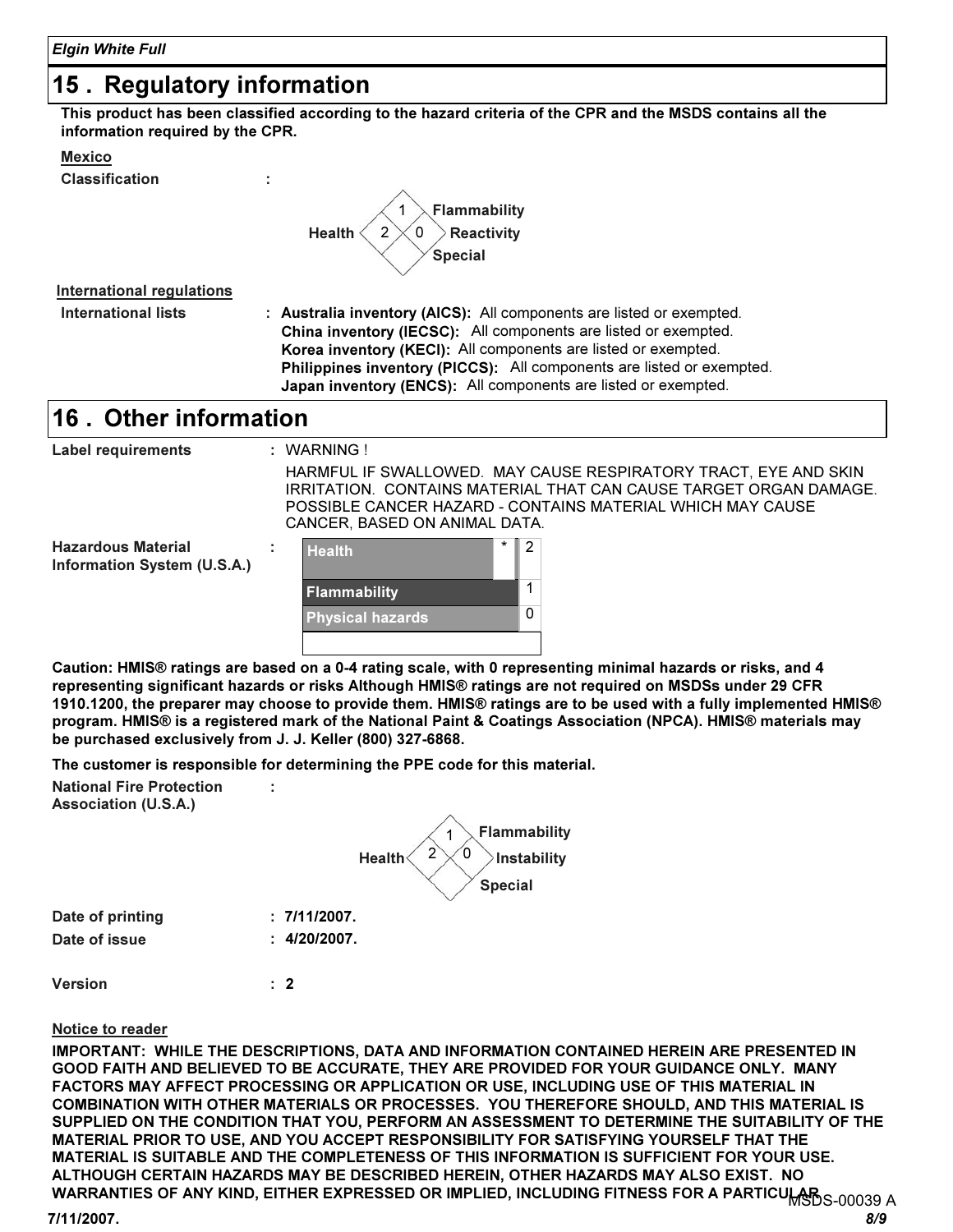## 15 . Regulatory information

**This product has been classified according to the hazard criteria of the CPR and the MSDS contains all the information required by the CPR.**

**Mexico**

**Classification** :

| | |
|---|---|
| Health | 2 |
| Flammability | 1 |
| Reactivity | 0 |
| Special | |

**International regulations**

**International lists** : **Australia inventory (AICS):** All components are listed or exempted.
**China inventory (IECSC):** All components are listed or exempted.
**Korea inventory (KECI):** All components are listed or exempted.
**Philippines inventory (PICCS):** All components are listed or exempted.
**Japan inventory (ENCS):** All components are listed or exempted.

## 16 . Other information

**Label requirements** : WARNING !

HARMFUL IF SWALLOWED. MAY CAUSE RESPIRATORY TRACT, EYE AND SKIN IRRITATION. CONTAINS MATERIAL THAT CAN CAUSE TARGET ORGAN DAMAGE. POSSIBLE CANCER HAZARD - CONTAINS MATERIAL WHICH MAY CAUSE CANCER, BASED ON ANIMAL DATA.

**Hazardous Material Information System (U.S.A.)** :

| | | |
|---|---|---|
| Health | * | 2 |
| Flammability | | 1 |
| Physical hazards | | 0 |
| | | |

**Caution: HMIS® ratings are based on a 0-4 rating scale, with 0 representing minimal hazards or risks, and 4 representing significant hazards or risks Although HMIS® ratings are not required on MSDSs under 29 CFR 1910.1200, the preparer may choose to provide them. HMIS® ratings are to be used with a fully implemented HMIS® program. HMIS® is a registered mark of the National Paint & Coatings Association (NPCA). HMIS® materials may be purchased exclusively from J. J. Keller (800) 327-6868.**

**The customer is responsible for determining the PPE code for this material.**

**National Fire Protection Association (U.S.A.)** :

| | |
|---|---|
| Health | 2 |
| Flammability | 1 |
| Instability | 0 |
| Special | |

**Date of printing** : **7/11/2007.**

**Date of issue** : **4/20/2007.**

**Version** : **2**

**Notice to reader**

**IMPORTANT: WHILE THE DESCRIPTIONS, DATA AND INFORMATION CONTAINED HEREIN ARE PRESENTED IN GOOD FAITH AND BELIEVED TO BE ACCURATE, THEY ARE PROVIDED FOR YOUR GUIDANCE ONLY. MANY FACTORS MAY AFFECT PROCESSING OR APPLICATION OR USE, INCLUDING USE OF THIS MATERIAL IN COMBINATION WITH OTHER MATERIALS OR PROCESSES. YOU THEREFORE SHOULD, AND THIS MATERIAL IS SUPPLIED ON THE CONDITION THAT YOU, PERFORM AN ASSESSMENT TO DETERMINE THE SUITABILITY OF THE MATERIAL PRIOR TO USE, AND YOU ACCEPT RESPONSIBILITY FOR SATISFYING YOURSELF THAT THE MATERIAL IS SUITABLE AND THE COMPLETENESS OF THIS INFORMATION IS SUFFICIENT FOR YOUR USE. ALTHOUGH CERTAIN HAZARDS MAY BE DESCRIBED HEREIN, OTHER HAZARDS MAY ALSO EXIST. NO WARRANTIES OF ANY KIND, EITHER EXPRESSED OR IMPLIED, INCLUDING FITNESS FOR A PARTICULAR**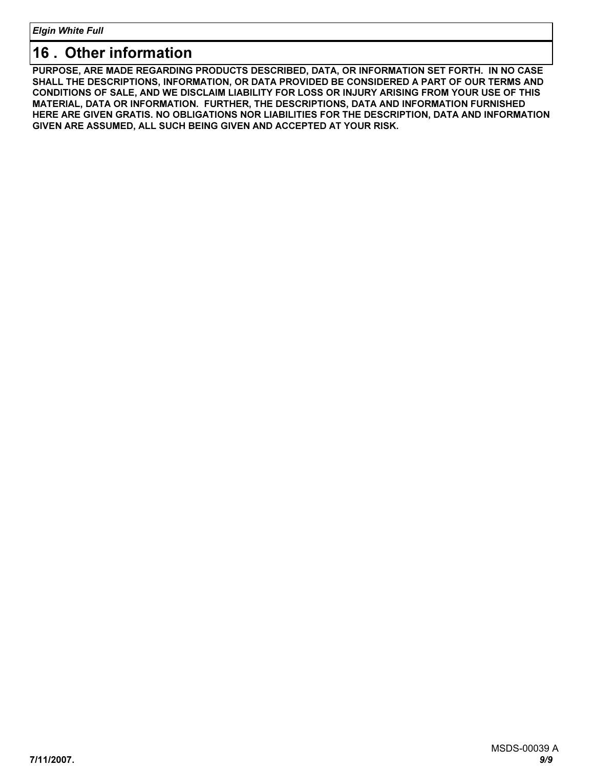## 16 . Other information

**PURPOSE, ARE MADE REGARDING PRODUCTS DESCRIBED, DATA, OR INFORMATION SET FORTH. IN NO CASE SHALL THE DESCRIPTIONS, INFORMATION, OR DATA PROVIDED BE CONSIDERED A PART OF OUR TERMS AND CONDITIONS OF SALE, AND WE DISCLAIM LIABILITY FOR LOSS OR INJURY ARISING FROM YOUR USE OF THIS MATERIAL, DATA OR INFORMATION. FURTHER, THE DESCRIPTIONS, DATA AND INFORMATION FURNISHED HERE ARE GIVEN GRATIS. NO OBLIGATIONS NOR LIABILITIES FOR THE DESCRIPTION, DATA AND INFORMATION GIVEN ARE ASSUMED, ALL SUCH BEING GIVEN AND ACCEPTED AT YOUR RISK.**